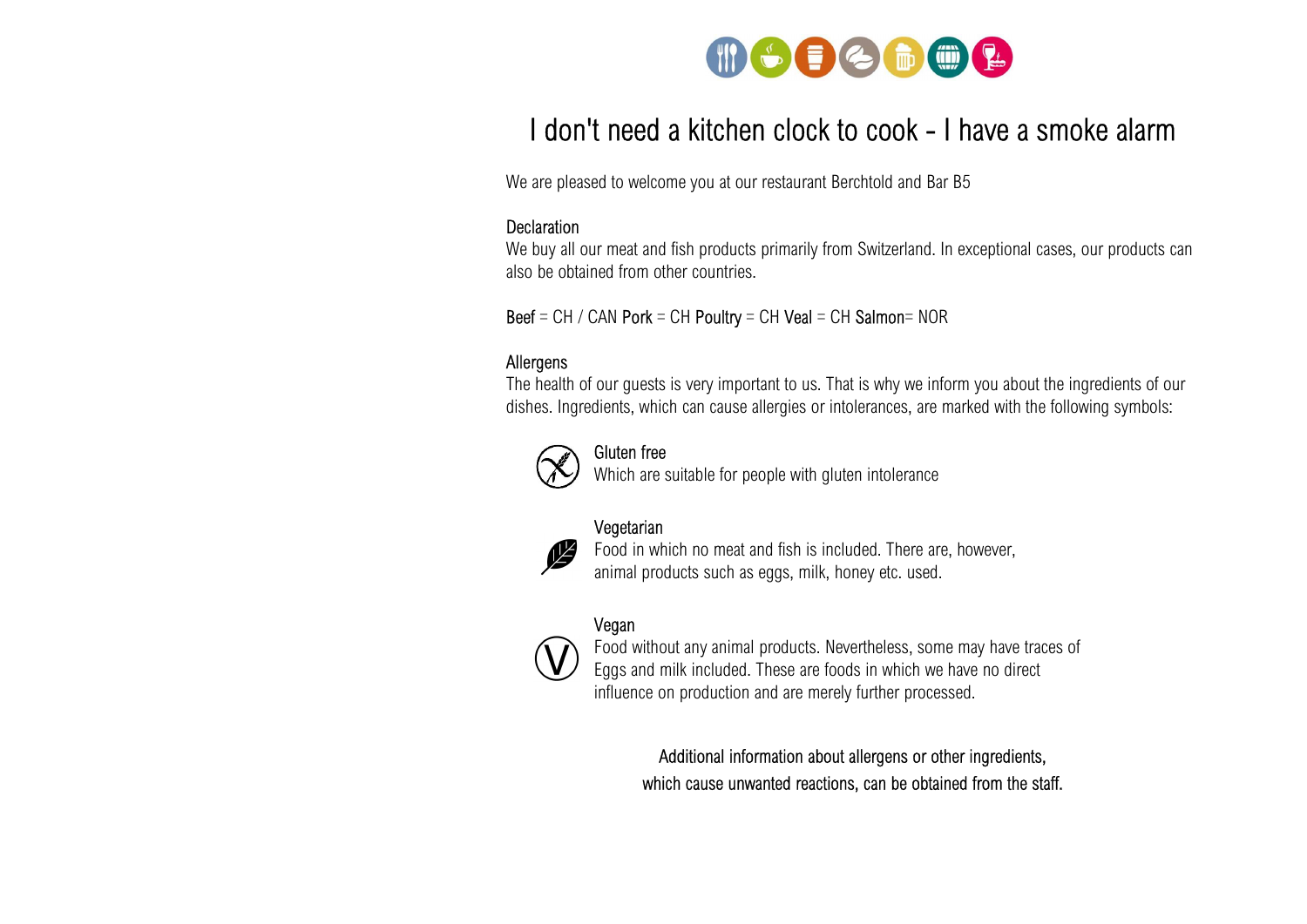# I don't need a kitchen clock to cook - I have a smoke alarm

We are pleased to welcome you at our restaurant Berchtold and Bar B5

## Declaration

We buy all our meat and fish products primarily from Switzerland. In exceptional cases, our products can also be obtained from other countries.

**Beef** = CH / CAN **Pork** = CH **Poultry** = CH **Veal** = CH **Salmon**= NOR

## Allergens

The health of our guests is very important to us. That is why we inform you about the ingredients of our dishes. Ingredients, which can cause allergies or intolerances, are marked with the following symbols:

**Gluten free**
Which are suitable for people with gluten intolerance

**Vegetarian**
Food in which no meat and fish is included. There are, however, animal products such as eggs, milk, honey etc. used.

**Vegan**
Food without any animal products. Nevertheless, some may have traces of Eggs and milk included. These are foods in which we have no direct influence on production and are merely further processed.

Additional information about allergens or other ingredients, which cause unwanted reactions, can be obtained from the staff.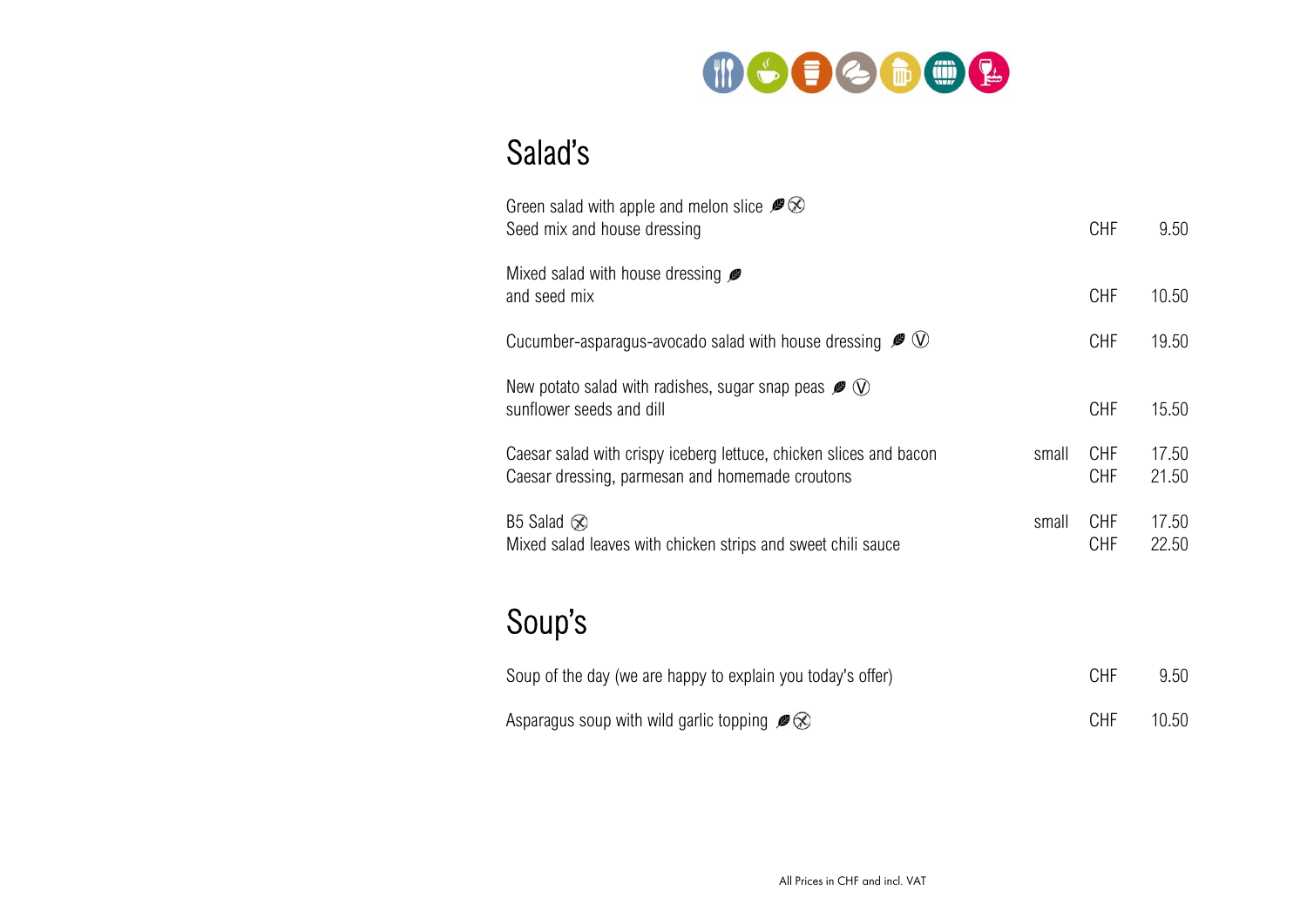## Salad's

| | | | |
|---|---|---|---|
| Green salad with apple and melon slice<br>Seed mix and house dressing | | CHF | 9.50 |
| Mixed salad with house dressing<br>and seed mix | | CHF | 10.50 |
| Cucumber-asparagus-avocado salad with house dressing Ⓥ | | CHF | 19.50 |
| New potato salad with radishes, sugar snap peas Ⓥ<br>sunflower seeds and dill | | CHF | 15.50 |
| Caesar salad with crispy iceberg lettuce, chicken slices and bacon | small | CHF | 17.50 |
| Caesar dressing, parmesan and homemade croutons | | CHF | 21.50 |
| B5 Salad | small | CHF | 17.50 |
| Mixed salad leaves with chicken strips and sweet chili sauce | | CHF | 22.50 |

## Soup's

| | | |
|---|---|---|
| Soup of the day (we are happy to explain you today's offer) | CHF | 9.50 |
| Asparagus soup with wild garlic topping | CHF | 10.50 |

All Prices in CHF and incl. VAT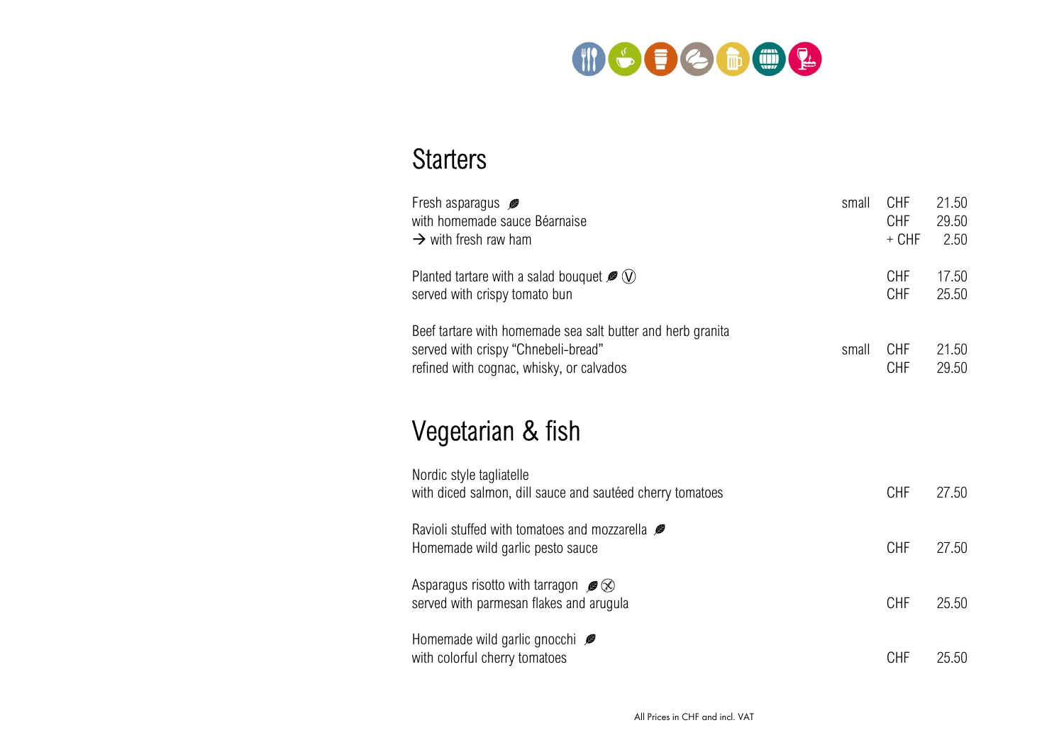## Starters

| | | | |
|---|---|---|---|
| Fresh asparagus 🍃<br>with homemade sauce Béarnaise<br>→ with fresh raw ham | small | CHF<br>CHF<br>+ CHF | 21.50<br>29.50<br>2.50 |
| Planted tartare with a salad bouquet 🍃 Ⓥ<br>served with crispy tomato bun | | CHF<br>CHF | 17.50<br>25.50 |
| Beef tartare with homemade sea salt butter and herb granita<br>served with crispy "Chnebeli-bread"<br>refined with cognac, whisky, or calvados | small | CHF<br>CHF | 21.50<br>29.50 |

## Vegetarian & fish

| | | |
|---|---|---|
| Nordic style tagliatelle<br>with diced salmon, dill sauce and sautéed cherry tomatoes | CHF | 27.50 |
| Ravioli stuffed with tomatoes and mozzarella 🍃<br>Homemade wild garlic pesto sauce | CHF | 27.50 |
| Asparagus risotto with tarragon 🍃 ⓧ<br>served with parmesan flakes and arugula | CHF | 25.50 |
| Homemade wild garlic gnocchi 🍃<br>with colorful cherry tomatoes | CHF | 25.50 |

All Prices in CHF and incl. VAT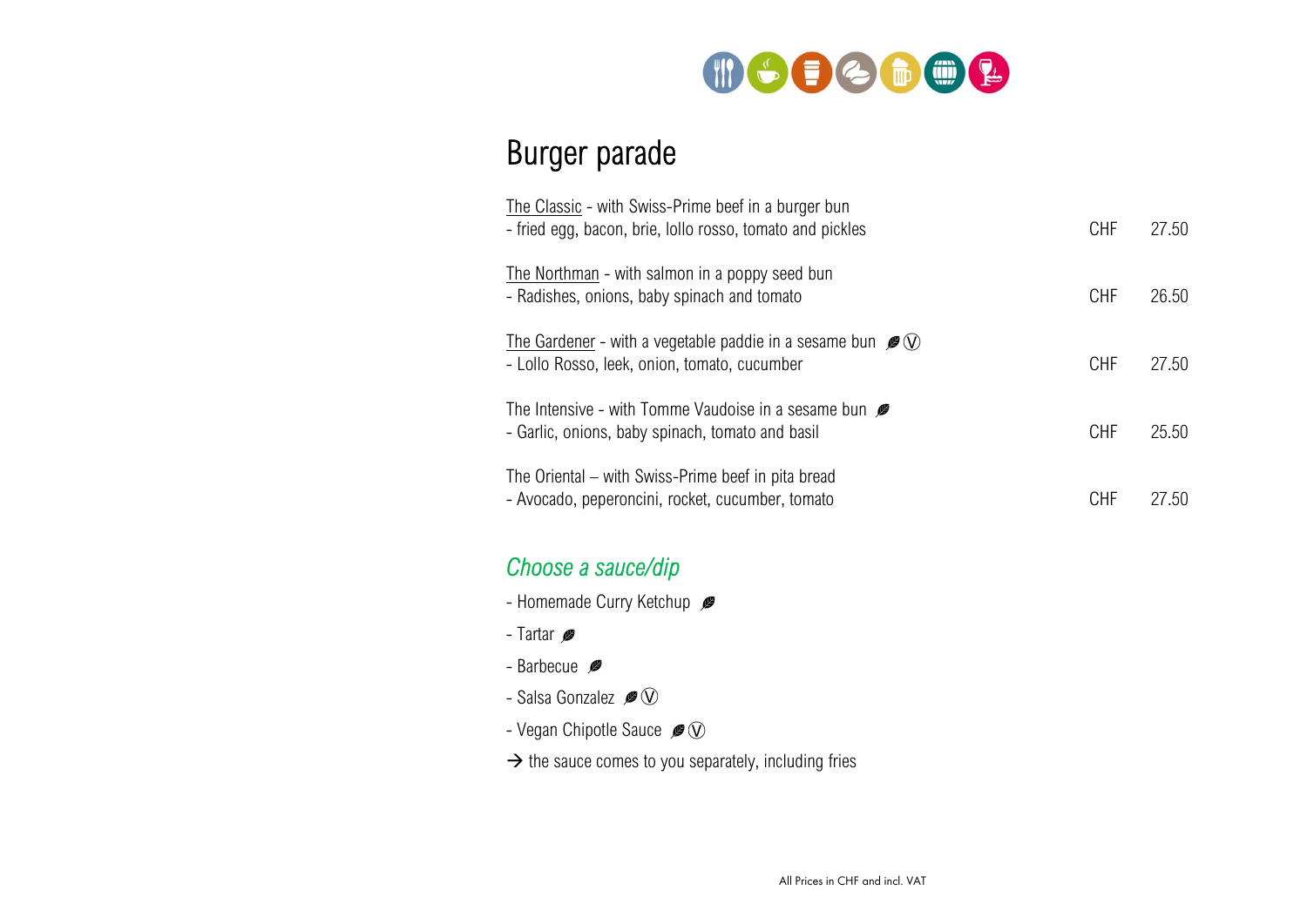# Burger parade

The Classic - with Swiss-Prime beef in a burger bun
- fried egg, bacon, brie, lollo rosso, tomato and pickles — CHF 27.50

The Northman - with salmon in a poppy seed bun
- Radishes, onions, baby spinach and tomato — CHF 26.50

The Gardener - with a vegetable paddie in a sesame bun 🍃 Ⓥ
- Lollo Rosso, leek, onion, tomato, cucumber — CHF 27.50

The Intensive - with Tomme Vaudoise in a sesame bun 🍃
- Garlic, onions, baby spinach, tomato and basil — CHF 25.50

The Oriental – with Swiss-Prime beef in pita bread
- Avocado, peperoncini, rocket, cucumber, tomato — CHF 27.50

## *Choose a sauce/dip*

- Homemade Curry Ketchup 🍃
- Tartar 🍃
- Barbecue 🍃
- Salsa Gonzalez 🍃 Ⓥ
- Vegan Chipotle Sauce 🍃 Ⓥ

→ the sauce comes to you separately, including fries

All Prices in CHF and incl. VAT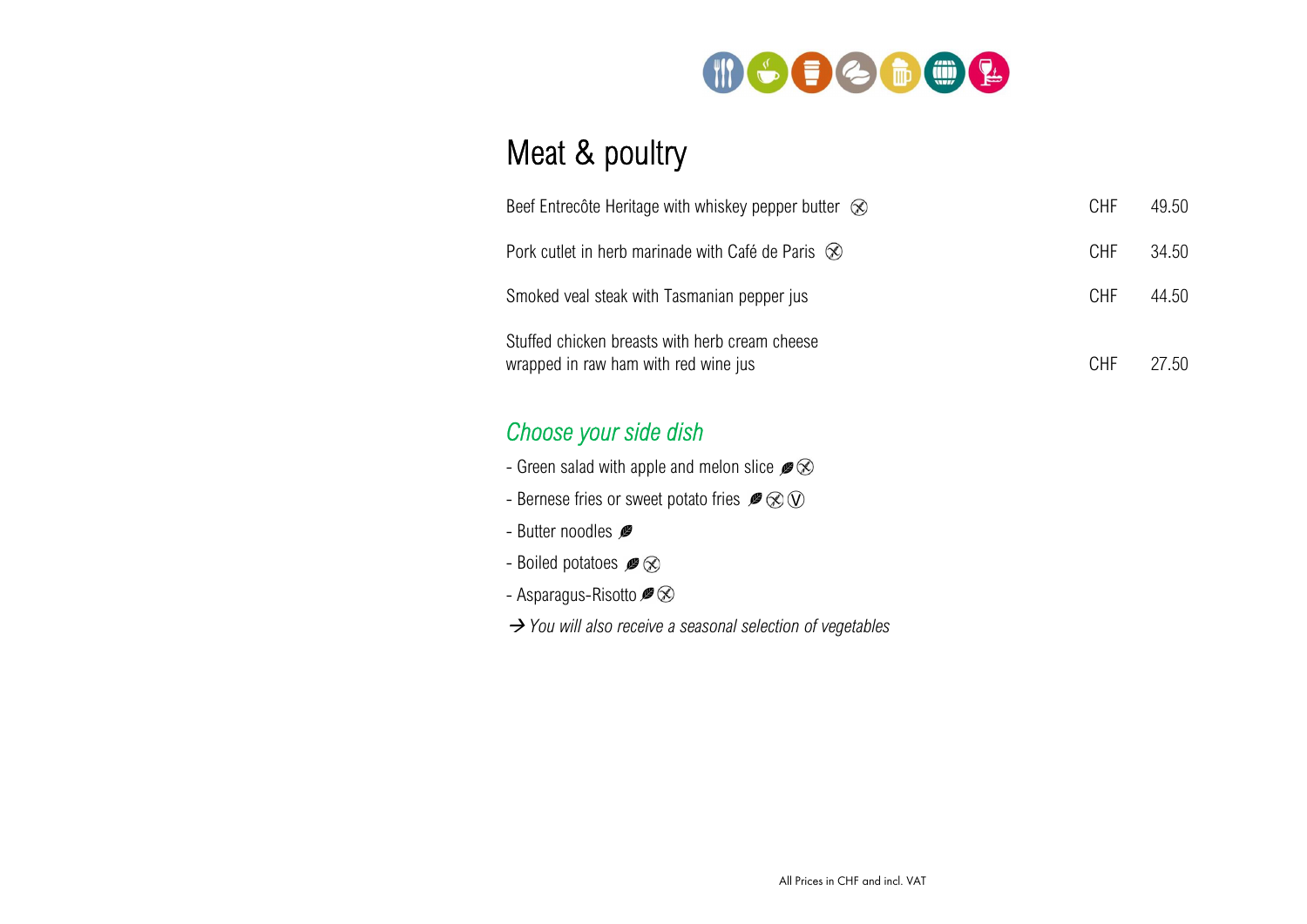# Meat & poultry

| | | |
|---|---|---|
| Beef Entrecôte Heritage with whiskey pepper butter ⊗ | CHF | 49.50 |
| Pork cutlet in herb marinade with Café de Paris ⊗ | CHF | 34.50 |
| Smoked veal steak with Tasmanian pepper jus | CHF | 44.50 |
| Stuffed chicken breasts with herb cream cheese wrapped in raw ham with red wine jus | CHF | 27.50 |

## *Choose your side dish*

- Green salad with apple and melon slice ⊗
- Bernese fries or sweet potato fries ⊗ Ⓥ
- Butter noodles
- Boiled potatoes ⊗
- Asparagus-Risotto ⊗

→ *You will also receive a seasonal selection of vegetables*

All Prices in CHF and incl. VAT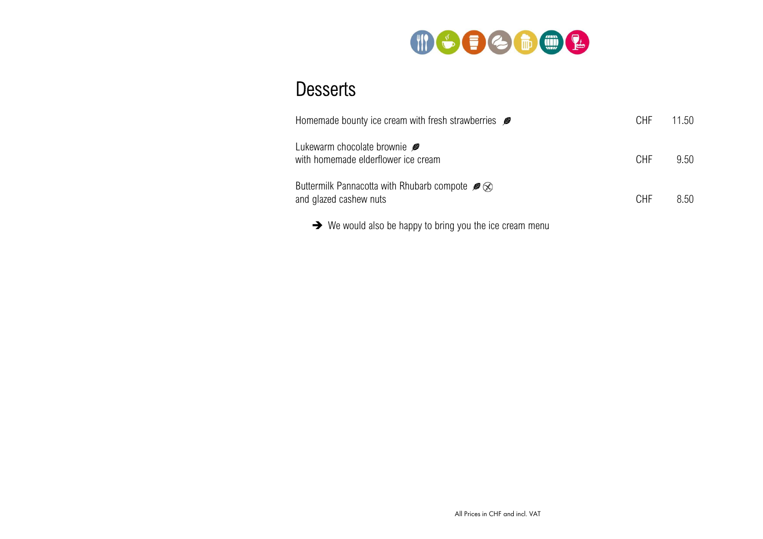# Desserts

| | | |
|---|---|---|
| Homemade bounty ice cream with fresh strawberries | CHF | 11.50 |
| Lukewarm chocolate brownie<br>with homemade elderflower ice cream | CHF | 9.50 |
| Buttermilk Pannacotta with Rhubarb compote<br>and glazed cashew nuts | CHF | 8.50 |

➔ We would also be happy to bring you the ice cream menu

All Prices in CHF and incl. VAT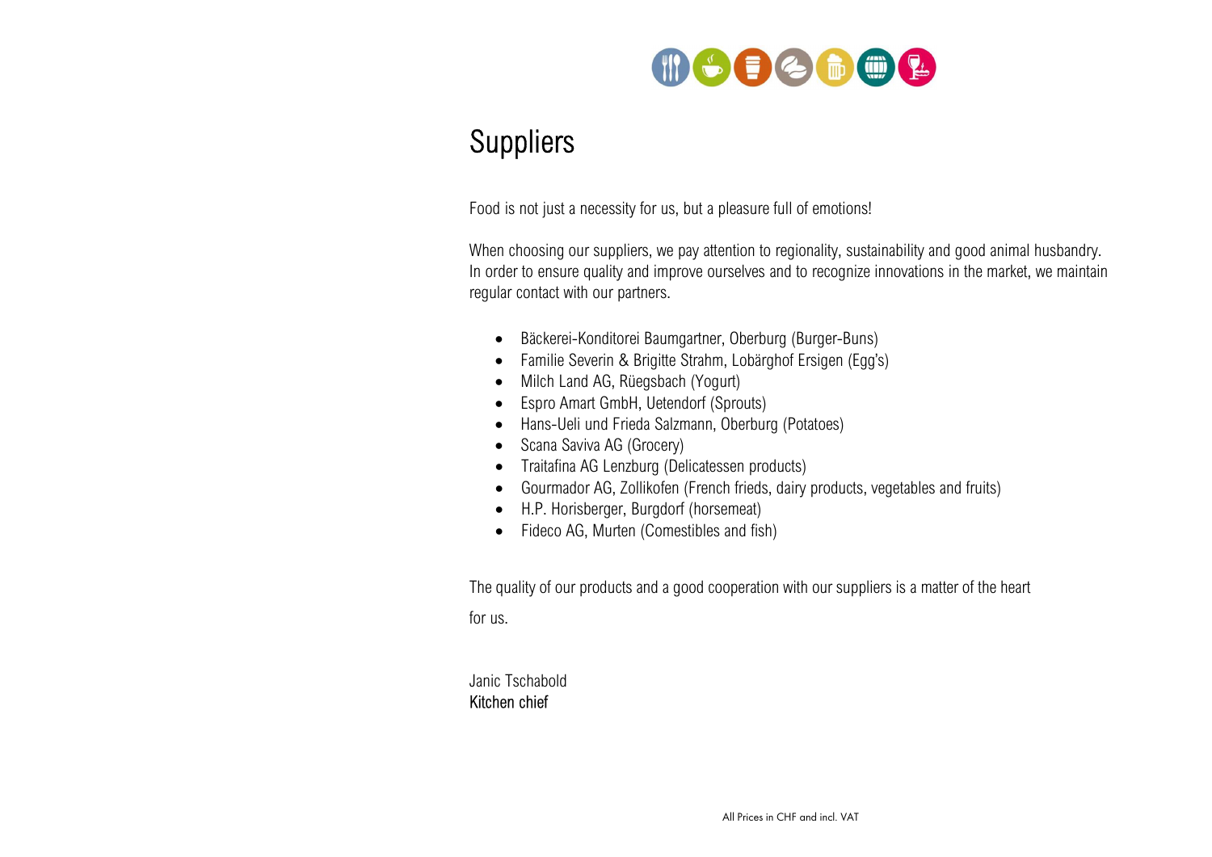# Suppliers

Food is not just a necessity for us, but a pleasure full of emotions!

When choosing our suppliers, we pay attention to regionality, sustainability and good animal husbandry. In order to ensure quality and improve ourselves and to recognize innovations in the market, we maintain regular contact with our partners.

- Bäckerei-Konditorei Baumgartner, Oberburg (Burger-Buns)
- Familie Severin & Brigitte Strahm, Lobärghof Ersigen (Egg's)
- Milch Land AG, Rüegsbach (Yogurt)
- Espro Amart GmbH, Uetendorf (Sprouts)
- Hans-Ueli und Frieda Salzmann, Oberburg (Potatoes)
- Scana Saviva AG (Grocery)
- Traitafina AG Lenzburg (Delicatessen products)
- Gourmador AG, Zollikofen (French frieds, dairy products, vegetables and fruits)
- H.P. Horisberger, Burgdorf (horsemeat)
- Fideco AG, Murten (Comestibles and fish)

The quality of our products and a good cooperation with our suppliers is a matter of the heart for us.

Janic Tschabold
Kitchen chief

All Prices in CHF and incl. VAT